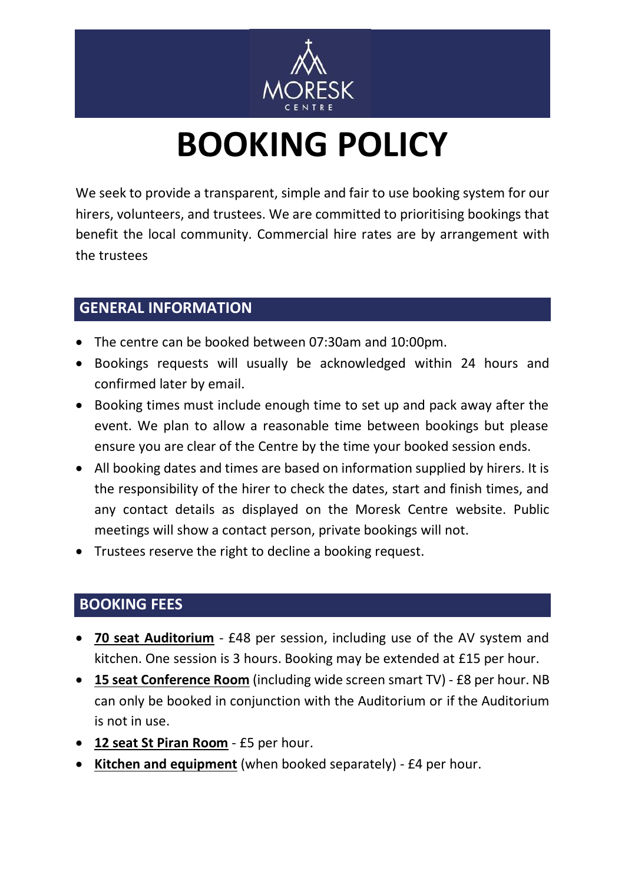MORESK CENTRE

# BOOKING POLICY

We seek to provide a transparent, simple and fair to use booking system for our hirers, volunteers, and trustees. We are committed to prioritising bookings that benefit the local community. Commercial hire rates are by arrangement with the trustees

## GENERAL INFORMATION

- The centre can be booked between 07:30am and 10:00pm.
- Bookings requests will usually be acknowledged within 24 hours and confirmed later by email.
- Booking times must include enough time to set up and pack away after the event. We plan to allow a reasonable time between bookings but please ensure you are clear of the Centre by the time your booked session ends.
- All booking dates and times are based on information supplied by hirers. It is the responsibility of the hirer to check the dates, start and finish times, and any contact details as displayed on the Moresk Centre website. Public meetings will show a contact person, private bookings will not.
- Trustees reserve the right to decline a booking request.

## BOOKING FEES

- **70 seat Auditorium** - £48 per session, including use of the AV system and kitchen. One session is 3 hours. Booking may be extended at £15 per hour.
- **15 seat Conference Room** (including wide screen smart TV) - £8 per hour. NB can only be booked in conjunction with the Auditorium or if the Auditorium is not in use.
- **12 seat St Piran Room** - £5 per hour.
- **Kitchen and equipment** (when booked separately) - £4 per hour.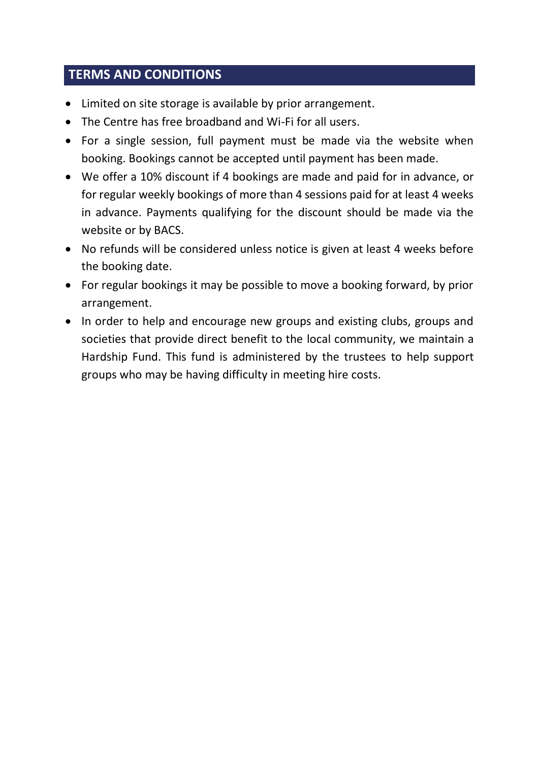## TERMS AND CONDITIONS

- Limited on site storage is available by prior arrangement.
- The Centre has free broadband and Wi-Fi for all users.
- For a single session, full payment must be made via the website when booking. Bookings cannot be accepted until payment has been made.
- We offer a 10% discount if 4 bookings are made and paid for in advance, or for regular weekly bookings of more than 4 sessions paid for at least 4 weeks in advance. Payments qualifying for the discount should be made via the website or by BACS.
- No refunds will be considered unless notice is given at least 4 weeks before the booking date.
- For regular bookings it may be possible to move a booking forward, by prior arrangement.
- In order to help and encourage new groups and existing clubs, groups and societies that provide direct benefit to the local community, we maintain a Hardship Fund. This fund is administered by the trustees to help support groups who may be having difficulty in meeting hire costs.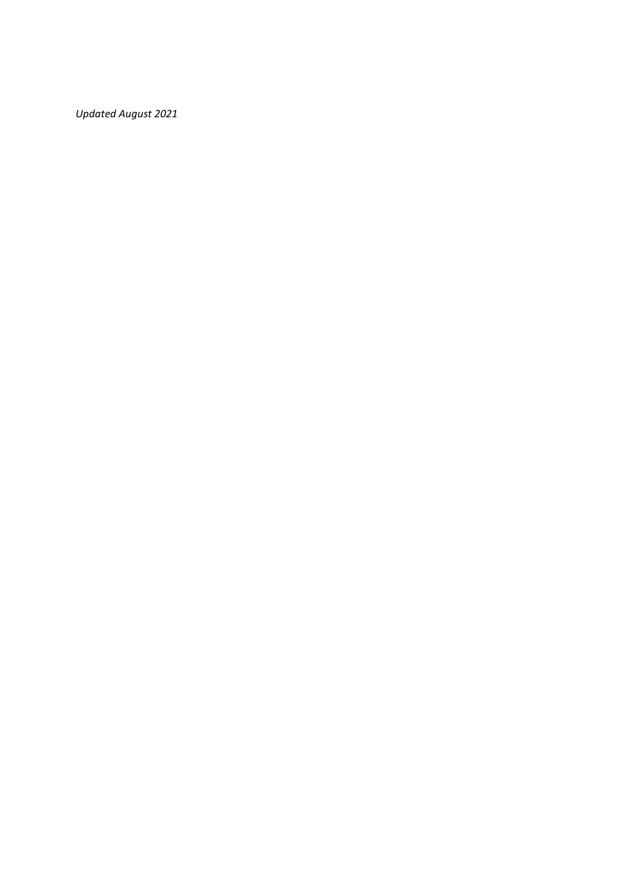*Updated August 2021*